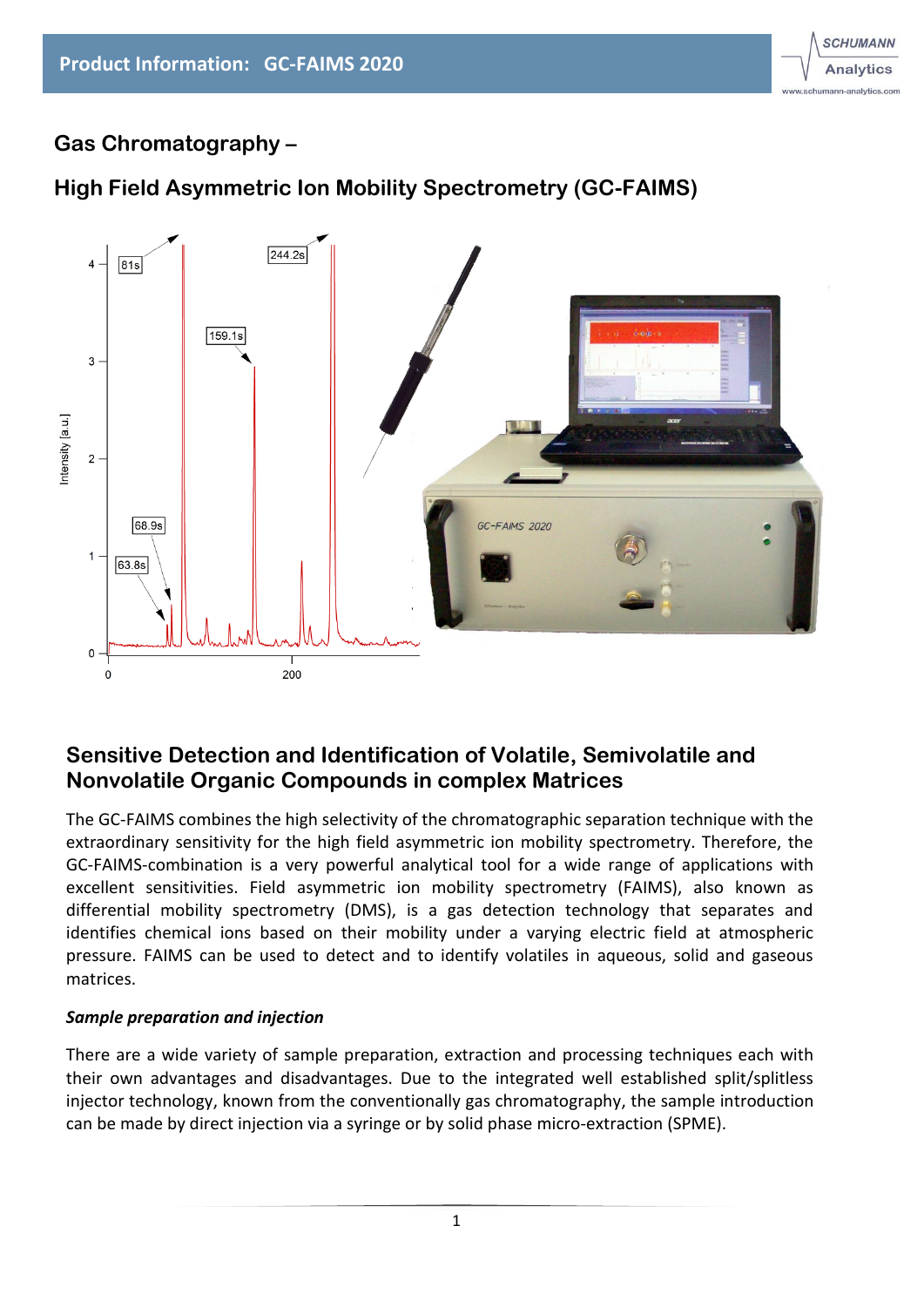# Gas Chromatography –

# High Field Asymmetric Ion Mobility Spectrometry (GC-FAIMS)

## Sensitive Detection and Identification of Volatile, Semivolatile and Nonvolatile Organic Compounds in complex Matrices

The GC-FAIMS combines the high selectivity of the chromatographic separation technique with the extraordinary sensitivity for the high field asymmetric ion mobility spectrometry. Therefore, the GC-FAIMS-combination is a very powerful analytical tool for a wide range of applications with excellent sensitivities. Field asymmetric ion mobility spectrometry (FAIMS), also known as differential mobility spectrometry (DMS), is a gas detection technology that separates and identifies chemical ions based on their mobility under a varying electric field at atmospheric pressure. FAIMS can be used to detect and to identify volatiles in aqueous, solid and gaseous matrices.

### *Sample preparation and injection*

There are a wide variety of sample preparation, extraction and processing techniques each with their own advantages and disadvantages. Due to the integrated well established split/splitless injector technology, known from the conventionally gas chromatography, the sample introduction can be made by direct injection via a syringe or by solid phase micro-extraction (SPME).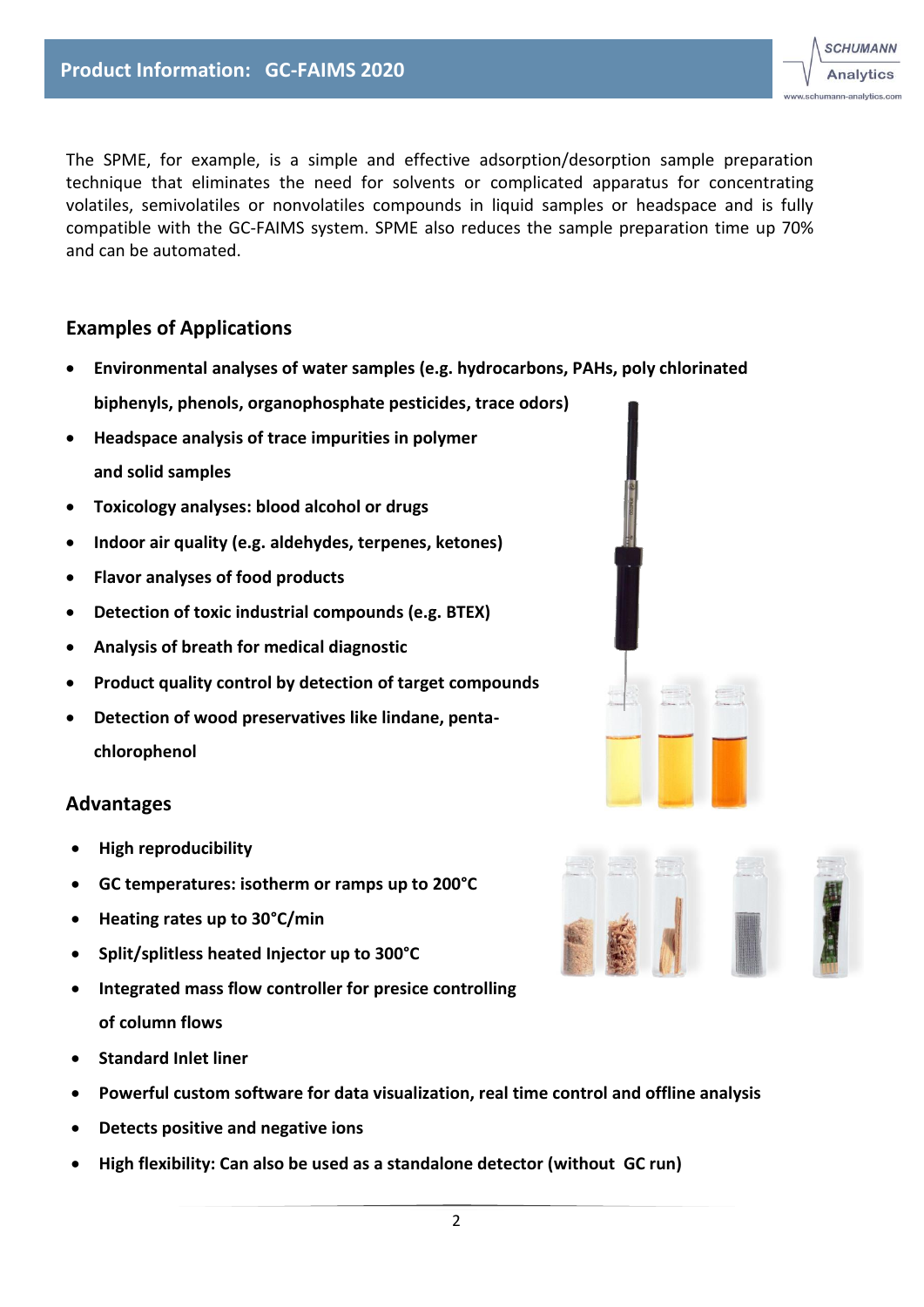The SPME, for example, is a simple and effective adsorption/desorption sample preparation technique that eliminates the need for solvents or complicated apparatus for concentrating volatiles, semivolatiles or nonvolatiles compounds in liquid samples or headspace and is fully compatible with the GC-FAIMS system. SPME also reduces the sample preparation time up 70% and can be automated.

## Examples of Applications

- **Environmental analyses of water samples (e.g. hydrocarbons, PAHs, poly chlorinated biphenyls, phenols, organophosphate pesticides, trace odors)**
- **Headspace analysis of trace impurities in polymer and solid samples**
- **Toxicology analyses: blood alcohol or drugs**
- **Indoor air quality (e.g. aldehydes, terpenes, ketones)**
- **Flavor analyses of food products**
- **Detection of toxic industrial compounds (e.g. BTEX)**
- **Analysis of breath for medical diagnostic**
- **Product quality control by detection of target compounds**
- **Detection of wood preservatives like lindane, penta-chlorophenol**

## Advantages

- **High reproducibility**
- **GC temperatures: isotherm or ramps up to 200°C**
- **Heating rates up to 30°C/min**
- **Split/splitless heated Injector up to 300°C**
- **Integrated mass flow controller for presice controlling of column flows**
- **Standard Inlet liner**
- **Powerful custom software for data visualization, real time control and offline analysis**
- **Detects positive and negative ions**
- **High flexibility: Can also be used as a standalone detector (without GC run)**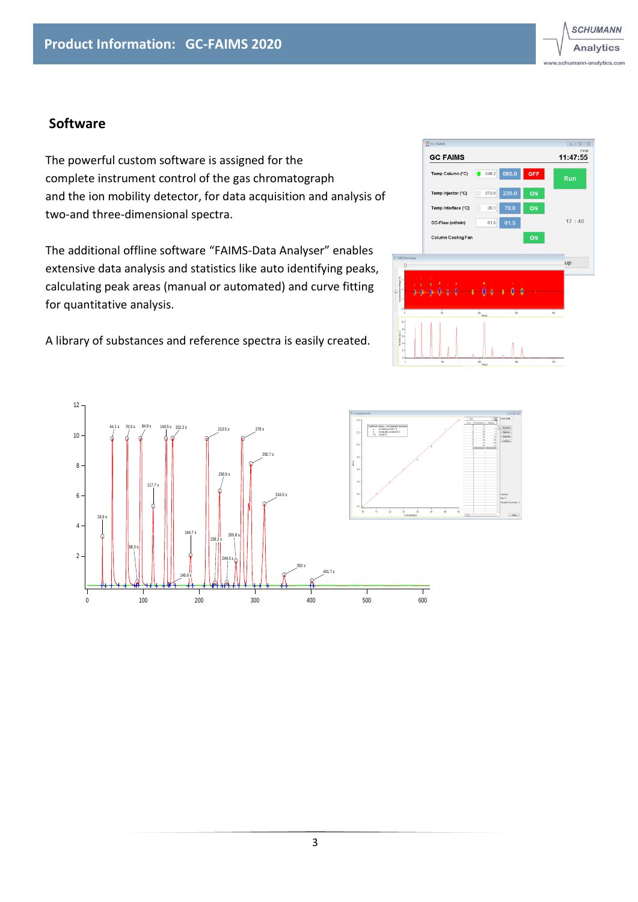## Software

The powerful custom software is assigned for the complete instrument control of the gas chromatograph and the ion mobility detector, for data acquisition and analysis of two-and three-dimensional spectra.

The additional offline software "FAIMS-Data Analyser" enables extensive data analysis and statistics like auto identifying peaks, calculating peak areas (manual or automated) and curve fitting for quantitative analysis.

A library of substances and reference spectra is easily created.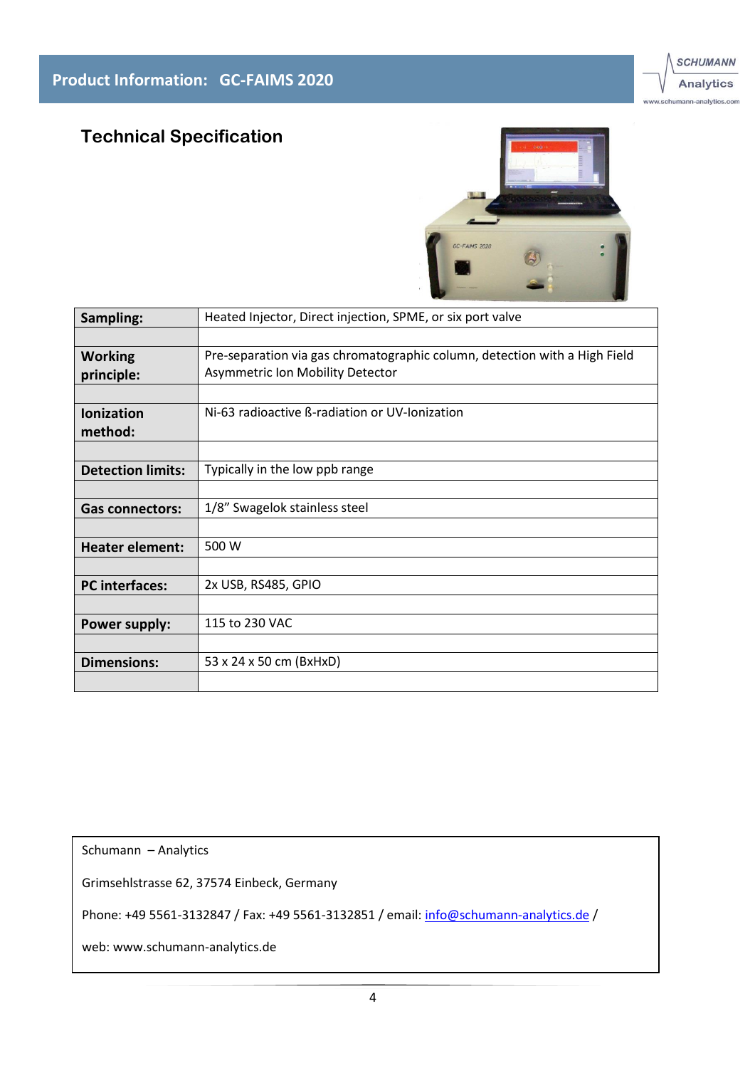## Technical Specification

| | |
|---|---|
| **Sampling:** | Heated Injector, Direct injection, SPME, or six port valve |
| | |
| **Working principle:** | Pre-separation via gas chromatographic column, detection with a High Field Asymmetric Ion Mobility Detector |
| | |
| **Ionization method:** | Ni-63 radioactive ß-radiation or UV-Ionization |
| | |
| **Detection limits:** | Typically in the low ppb range |
| | |
| **Gas connectors:** | 1/8" Swagelok stainless steel |
| | |
| **Heater element:** | 500 W |
| | |
| **PC interfaces:** | 2x USB, RS485, GPIO |
| | |
| **Power supply:** | 115 to 230 VAC |
| | |
| **Dimensions:** | 53 x 24 x 50 cm (BxHxD) |
| | |

Schumann – Analytics

Grimsehlstrasse 62, 37574 Einbeck, Germany

Phone: +49 5561-3132847 / Fax: +49 5561-3132851 / email: info@schumann-analytics.de /

web: www.schumann-analytics.de